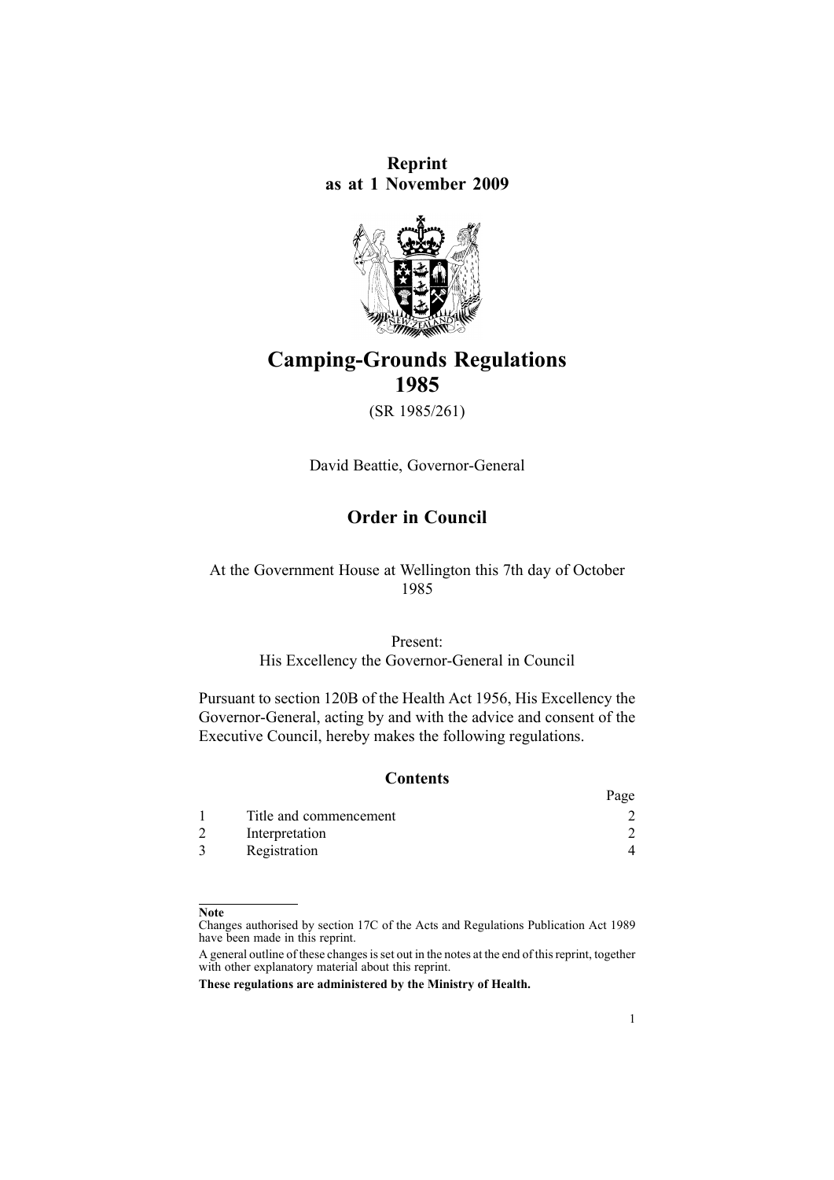**Reprint**
**as at 1 November 2009**

# Camping-Grounds Regulations 1985

(SR 1985/261)

David Beattie, Governor-General

## Order in Council

At the Government House at Wellington this 7th day of October 1985

Present:
His Excellency the Governor-General in Council

Pursuant to section 120B of the Health Act 1956, His Excellency the Governor-General, acting by and with the advice and consent of the Executive Council, hereby makes the following regulations.

### Contents

| | | Page |
|---|---|---|
| 1 | Title and commencement | 2 |
| 2 | Interpretation | 2 |
| 3 | Registration | 4 |

**Note**

Changes authorised by section 17C of the Acts and Regulations Publication Act 1989 have been made in this reprint.

A general outline of these changes is set out in the notes at the end of this reprint, together with other explanatory material about this reprint.

**These regulations are administered by the Ministry of Health.**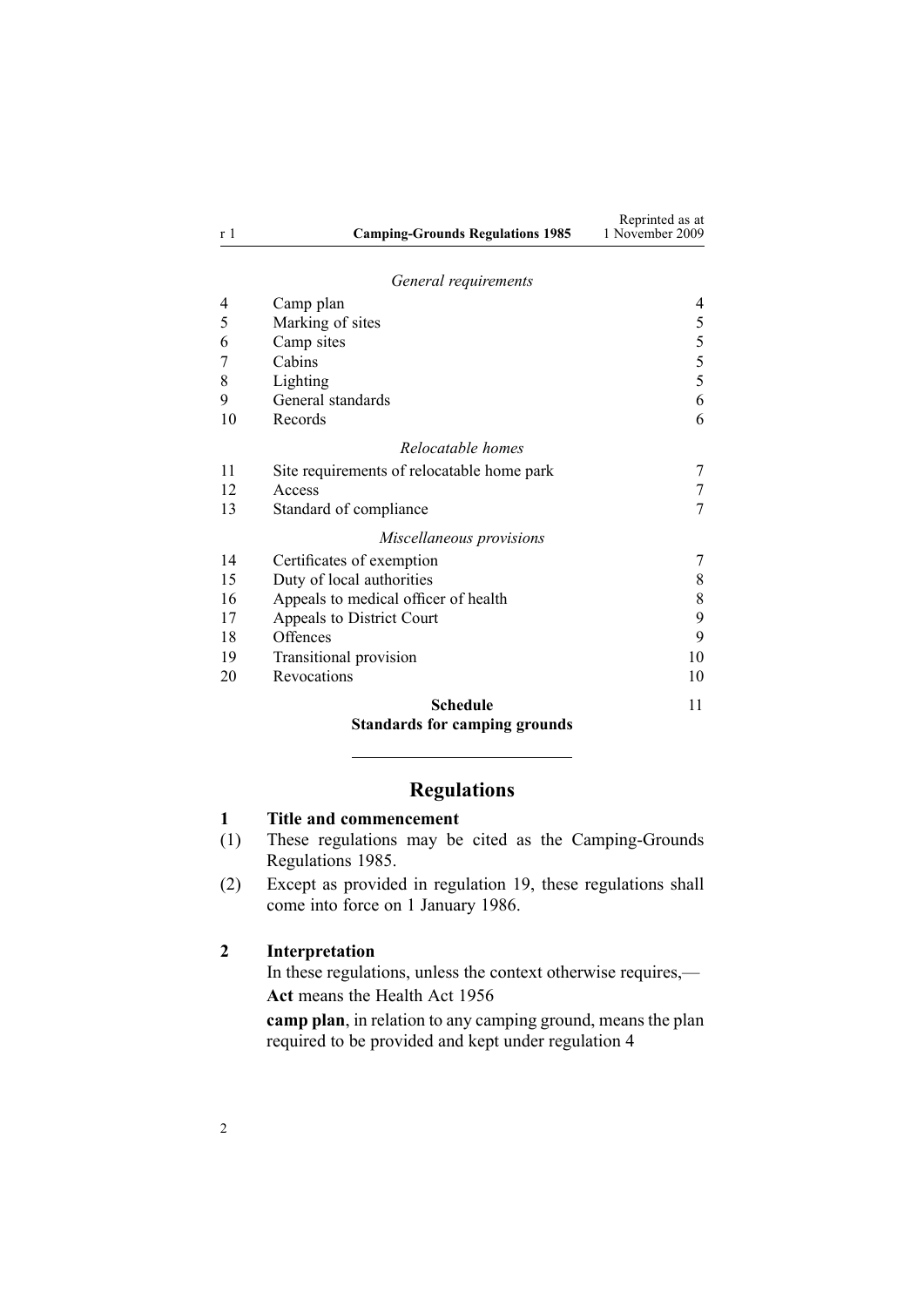*General requirements*

| | | |
|---|---|---|
| 4 | Camp plan | 4 |
| 5 | Marking of sites | 5 |
| 6 | Camp sites | 5 |
| 7 | Cabins | 5 |
| 8 | Lighting | 5 |
| 9 | General standards | 6 |
| 10 | Records | 6 |

*Relocatable homes*

| | | |
|---|---|---|
| 11 | Site requirements of relocatable home park | 7 |
| 12 | Access | 7 |
| 13 | Standard of compliance | 7 |

*Miscellaneous provisions*

| | | |
|---|---|---|
| 14 | Certificates of exemption | 7 |
| 15 | Duty of local authorities | 8 |
| 16 | Appeals to medical officer of health | 8 |
| 17 | Appeals to District Court | 9 |
| 18 | Offences | 9 |
| 19 | Transitional provision | 10 |
| 20 | Revocations | 10 |

**Schedule** 11
**Standards for camping grounds**

---

## Regulations

### 1 Title and commencement

(1) These regulations may be cited as the Camping-Grounds Regulations 1985.

(2) Except as provided in regulation 19, these regulations shall come into force on 1 January 1986.

### 2 Interpretation

In these regulations, unless the context otherwise requires,—

**Act** means the Health Act 1956

**camp plan**, in relation to any camping ground, means the plan required to be provided and kept under regulation 4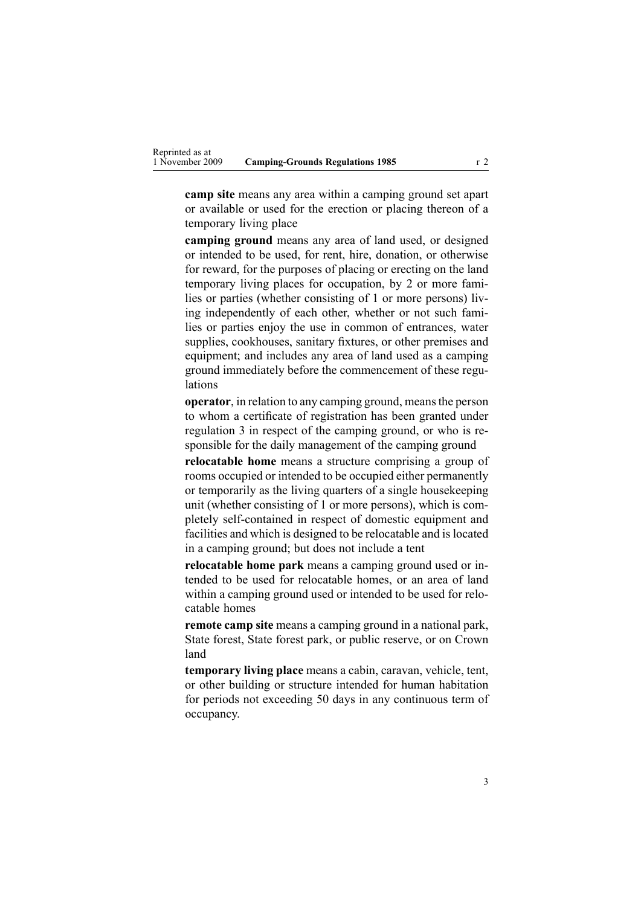**camp site** means any area within a camping ground set apart or available or used for the erection or placing thereon of a temporary living place

**camping ground** means any area of land used, or designed or intended to be used, for rent, hire, donation, or otherwise for reward, for the purposes of placing or erecting on the land temporary living places for occupation, by 2 or more families or parties (whether consisting of 1 or more persons) living independently of each other, whether or not such families or parties enjoy the use in common of entrances, water supplies, cookhouses, sanitary fixtures, or other premises and equipment; and includes any area of land used as a camping ground immediately before the commencement of these regulations

**operator**, in relation to any camping ground, means the person to whom a certificate of registration has been granted under regulation 3 in respect of the camping ground, or who is responsible for the daily management of the camping ground

**relocatable home** means a structure comprising a group of rooms occupied or intended to be occupied either permanently or temporarily as the living quarters of a single housekeeping unit (whether consisting of 1 or more persons), which is completely self-contained in respect of domestic equipment and facilities and which is designed to be relocatable and is located in a camping ground; but does not include a tent

**relocatable home park** means a camping ground used or intended to be used for relocatable homes, or an area of land within a camping ground used or intended to be used for relocatable homes

**remote camp site** means a camping ground in a national park, State forest, State forest park, or public reserve, or on Crown land

**temporary living place** means a cabin, caravan, vehicle, tent, or other building or structure intended for human habitation for periods not exceeding 50 days in any continuous term of occupancy.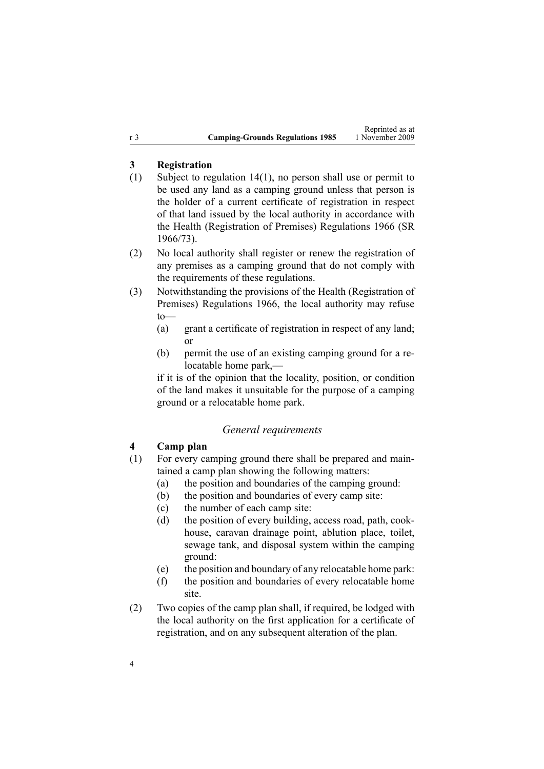### 3 Registration

(1) Subject to regulation 14(1), no person shall use or permit to be used any land as a camping ground unless that person is the holder of a current certificate of registration in respect of that land issued by the local authority in accordance with the Health (Registration of Premises) Regulations 1966 (SR 1966/73).

(2) No local authority shall register or renew the registration of any premises as a camping ground that do not comply with the requirements of these regulations.

(3) Notwithstanding the provisions of the Health (Registration of Premises) Regulations 1966, the local authority may refuse to—

- (a) grant a certificate of registration in respect of any land; or
- (b) permit the use of an existing camping ground for a relocatable home park,—

if it is of the opinion that the locality, position, or condition of the land makes it unsuitable for the purpose of a camping ground or a relocatable home park.

## *General requirements*

### 4 Camp plan

(1) For every camping ground there shall be prepared and maintained a camp plan showing the following matters:

- (a) the position and boundaries of the camping ground:
- (b) the position and boundaries of every camp site:
- (c) the number of each camp site:
- (d) the position of every building, access road, path, cookhouse, caravan drainage point, ablution place, toilet, sewage tank, and disposal system within the camping ground:
- (e) the position and boundary of any relocatable home park:
- (f) the position and boundaries of every relocatable home site.

(2) Two copies of the camp plan shall, if required, be lodged with the local authority on the first application for a certificate of registration, and on any subsequent alteration of the plan.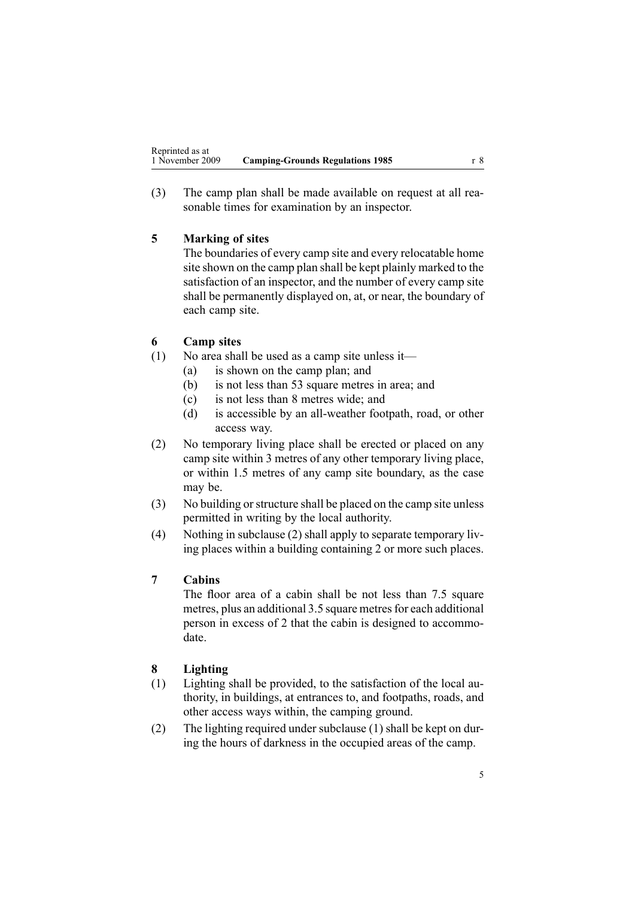(3) The camp plan shall be made available on request at all reasonable times for examination by an inspector.

### 5 Marking of sites

The boundaries of every camp site and every relocatable home site shown on the camp plan shall be kept plainly marked to the satisfaction of an inspector, and the number of every camp site shall be permanently displayed on, at, or near, the boundary of each camp site.

### 6 Camp sites

(1) No area shall be used as a camp site unless it—

- (a) is shown on the camp plan; and
- (b) is not less than 53 square metres in area; and
- (c) is not less than 8 metres wide; and
- (d) is accessible by an all-weather footpath, road, or other access way.

(2) No temporary living place shall be erected or placed on any camp site within 3 metres of any other temporary living place, or within 1.5 metres of any camp site boundary, as the case may be.

(3) No building or structure shall be placed on the camp site unless permitted in writing by the local authority.

(4) Nothing in subclause (2) shall apply to separate temporary living places within a building containing 2 or more such places.

### 7 Cabins

The floor area of a cabin shall be not less than 7.5 square metres, plus an additional 3.5 square metres for each additional person in excess of 2 that the cabin is designed to accommodate.

### 8 Lighting

(1) Lighting shall be provided, to the satisfaction of the local authority, in buildings, at entrances to, and footpaths, roads, and other access ways within, the camping ground.

(2) The lighting required under subclause (1) shall be kept on during the hours of darkness in the occupied areas of the camp.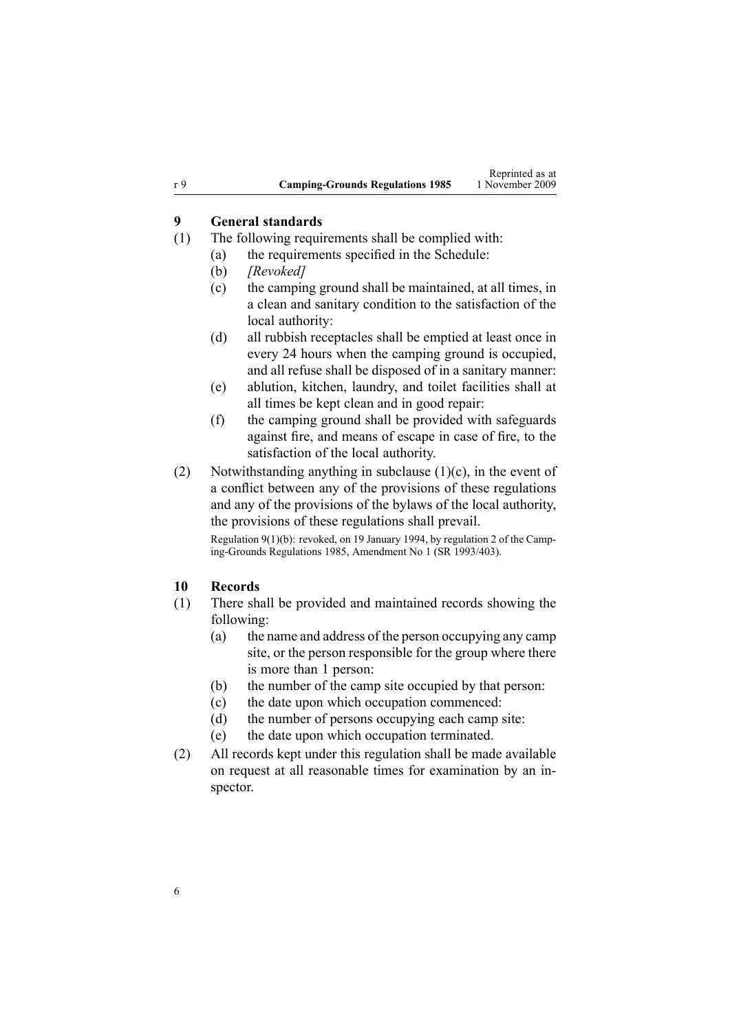## 9 General standards

(1) The following requirements shall be complied with:

- (a) the requirements specified in the Schedule:
- (b) *[Revoked]*
- (c) the camping ground shall be maintained, at all times, in a clean and sanitary condition to the satisfaction of the local authority:
- (d) all rubbish receptacles shall be emptied at least once in every 24 hours when the camping ground is occupied, and all refuse shall be disposed of in a sanitary manner:
- (e) ablution, kitchen, laundry, and toilet facilities shall at all times be kept clean and in good repair:
- (f) the camping ground shall be provided with safeguards against fire, and means of escape in case of fire, to the satisfaction of the local authority.

(2) Notwithstanding anything in subclause (1)(c), in the event of a conflict between any of the provisions of these regulations and any of the provisions of the bylaws of the local authority, the provisions of these regulations shall prevail.

Regulation 9(1)(b): revoked, on 19 January 1994, by regulation 2 of the Camping-Grounds Regulations 1985, Amendment No 1 (SR 1993/403).

## 10 Records

(1) There shall be provided and maintained records showing the following:

- (a) the name and address of the person occupying any camp site, or the person responsible for the group where there is more than 1 person:
- (b) the number of the camp site occupied by that person:
- (c) the date upon which occupation commenced:
- (d) the number of persons occupying each camp site:
- (e) the date upon which occupation terminated.

(2) All records kept under this regulation shall be made available on request at all reasonable times for examination by an inspector.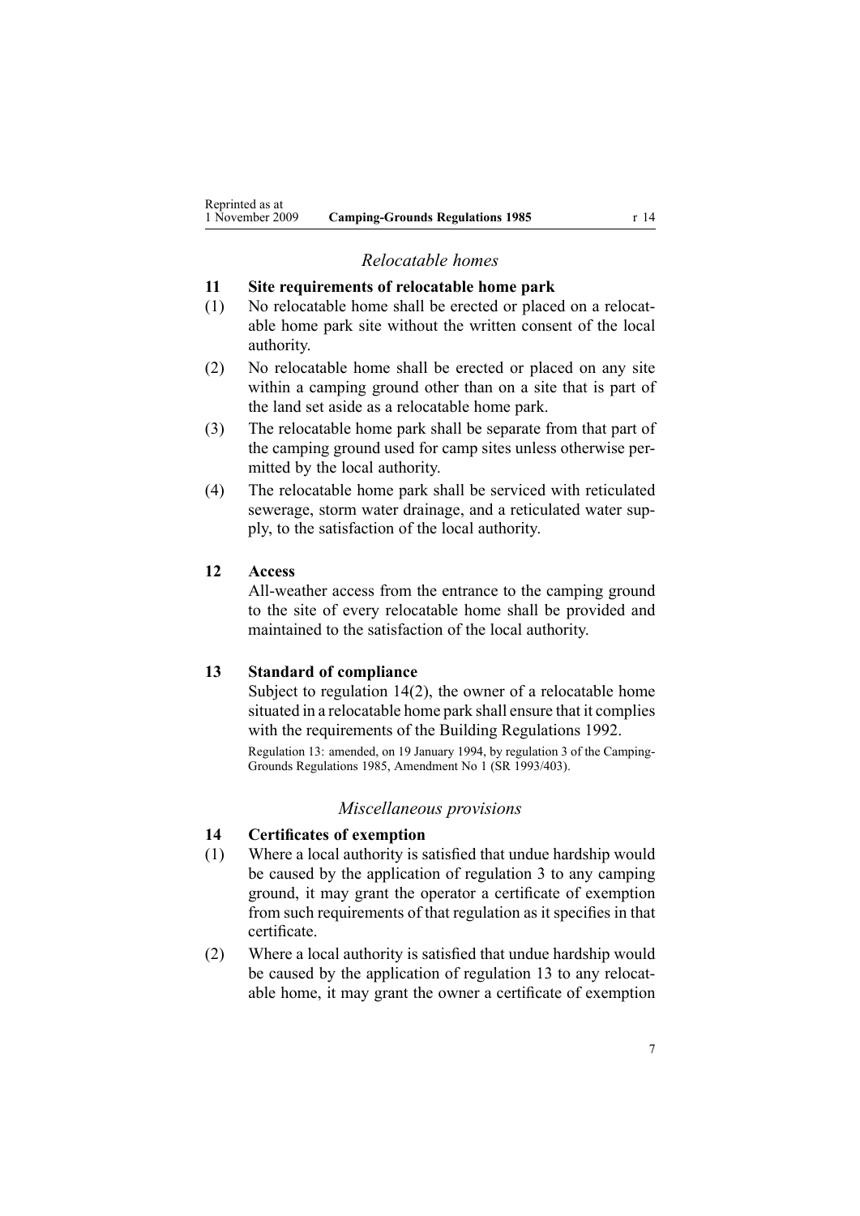*Relocatable homes*

**11 Site requirements of relocatable home park**

(1) No relocatable home shall be erected or placed on a relocatable home park site without the written consent of the local authority.

(2) No relocatable home shall be erected or placed on any site within a camping ground other than on a site that is part of the land set aside as a relocatable home park.

(3) The relocatable home park shall be separate from that part of the camping ground used for camp sites unless otherwise permitted by the local authority.

(4) The relocatable home park shall be serviced with reticulated sewerage, storm water drainage, and a reticulated water supply, to the satisfaction of the local authority.

**12 Access**

All-weather access from the entrance to the camping ground to the site of every relocatable home shall be provided and maintained to the satisfaction of the local authority.

**13 Standard of compliance**

Subject to regulation 14(2), the owner of a relocatable home situated in a relocatable home park shall ensure that it complies with the requirements of the Building Regulations 1992.

Regulation 13: amended, on 19 January 1994, by regulation 3 of the Camping-Grounds Regulations 1985, Amendment No 1 (SR 1993/403).

*Miscellaneous provisions*

**14 Certificates of exemption**

(1) Where a local authority is satisfied that undue hardship would be caused by the application of regulation 3 to any camping ground, it may grant the operator a certificate of exemption from such requirements of that regulation as it specifies in that certificate.

(2) Where a local authority is satisfied that undue hardship would be caused by the application of regulation 13 to any relocatable home, it may grant the owner a certificate of exemption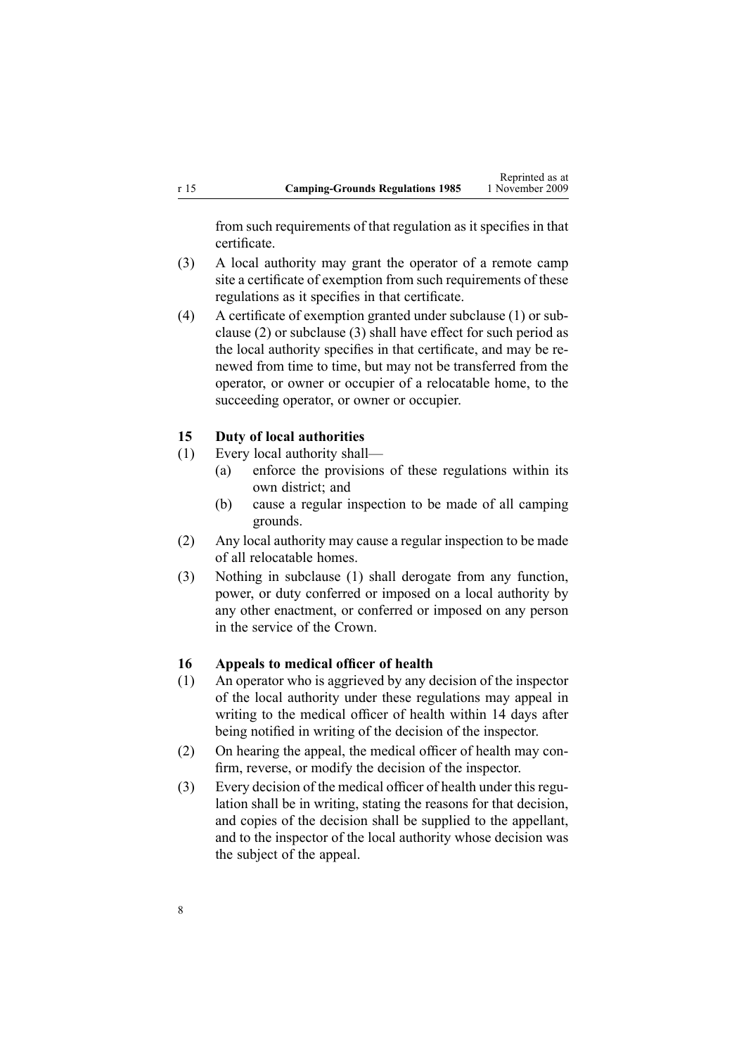from such requirements of that regulation as it specifies in that certificate.

(3) A local authority may grant the operator of a remote camp site a certificate of exemption from such requirements of these regulations as it specifies in that certificate.

(4) A certificate of exemption granted under subclause (1) or subclause (2) or subclause (3) shall have effect for such period as the local authority specifies in that certificate, and may be renewed from time to time, but may not be transferred from the operator, or owner or occupier of a relocatable home, to the succeeding operator, or owner or occupier.

### 15 Duty of local authorities

(1) Every local authority shall—

- (a) enforce the provisions of these regulations within its own district; and
- (b) cause a regular inspection to be made of all camping grounds.

(2) Any local authority may cause a regular inspection to be made of all relocatable homes.

(3) Nothing in subclause (1) shall derogate from any function, power, or duty conferred or imposed on a local authority by any other enactment, or conferred or imposed on any person in the service of the Crown.

### 16 Appeals to medical officer of health

(1) An operator who is aggrieved by any decision of the inspector of the local authority under these regulations may appeal in writing to the medical officer of health within 14 days after being notified in writing of the decision of the inspector.

(2) On hearing the appeal, the medical officer of health may confirm, reverse, or modify the decision of the inspector.

(3) Every decision of the medical officer of health under this regulation shall be in writing, stating the reasons for that decision, and copies of the decision shall be supplied to the appellant, and to the inspector of the local authority whose decision was the subject of the appeal.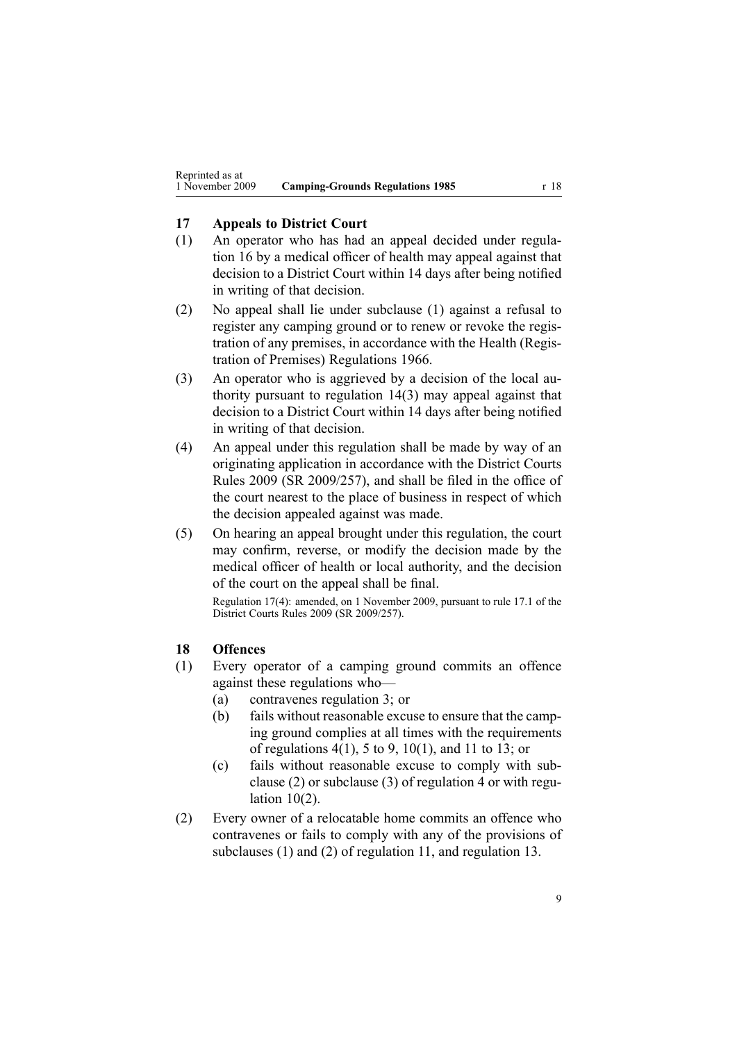## 17 Appeals to District Court

(1) An operator who has had an appeal decided under regulation 16 by a medical officer of health may appeal against that decision to a District Court within 14 days after being notified in writing of that decision.

(2) No appeal shall lie under subclause (1) against a refusal to register any camping ground or to renew or revoke the registration of any premises, in accordance with the Health (Registration of Premises) Regulations 1966.

(3) An operator who is aggrieved by a decision of the local authority pursuant to regulation 14(3) may appeal against that decision to a District Court within 14 days after being notified in writing of that decision.

(4) An appeal under this regulation shall be made by way of an originating application in accordance with the District Courts Rules 2009 (SR 2009/257), and shall be filed in the office of the court nearest to the place of business in respect of which the decision appealed against was made.

(5) On hearing an appeal brought under this regulation, the court may confirm, reverse, or modify the decision made by the medical officer of health or local authority, and the decision of the court on the appeal shall be final.

Regulation 17(4): amended, on 1 November 2009, pursuant to rule 17.1 of the District Courts Rules 2009 (SR 2009/257).

## 18 Offences

(1) Every operator of a camping ground commits an offence against these regulations who—

  (a) contravenes regulation 3; or

  (b) fails without reasonable excuse to ensure that the camping ground complies at all times with the requirements of regulations 4(1), 5 to 9, 10(1), and 11 to 13; or

  (c) fails without reasonable excuse to comply with subclause (2) or subclause (3) of regulation 4 or with regulation 10(2).

(2) Every owner of a relocatable home commits an offence who contravenes or fails to comply with any of the provisions of subclauses (1) and (2) of regulation 11, and regulation 13.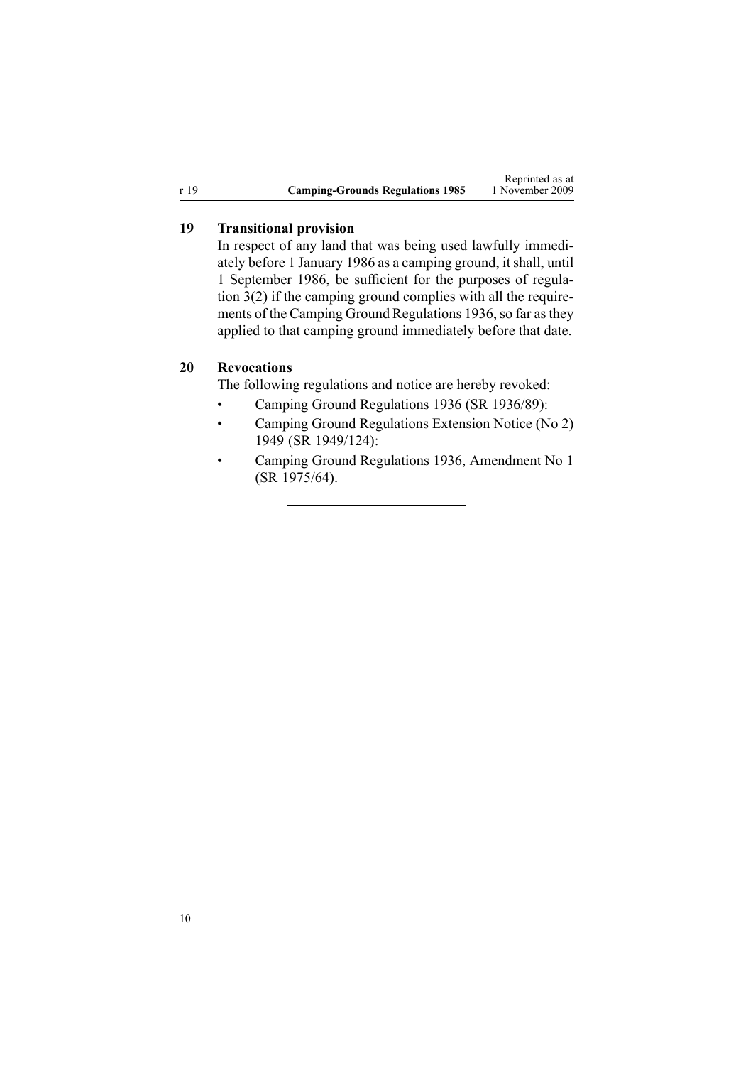## 19 Transitional provision

In respect of any land that was being used lawfully immediately before 1 January 1986 as a camping ground, it shall, until 1 September 1986, be sufficient for the purposes of regulation 3(2) if the camping ground complies with all the requirements of the Camping Ground Regulations 1936, so far as they applied to that camping ground immediately before that date.

## 20 Revocations

The following regulations and notice are hereby revoked:

- Camping Ground Regulations 1936 (SR 1936/89):
- Camping Ground Regulations Extension Notice (No 2) 1949 (SR 1949/124):
- Camping Ground Regulations 1936, Amendment No 1 (SR 1975/64).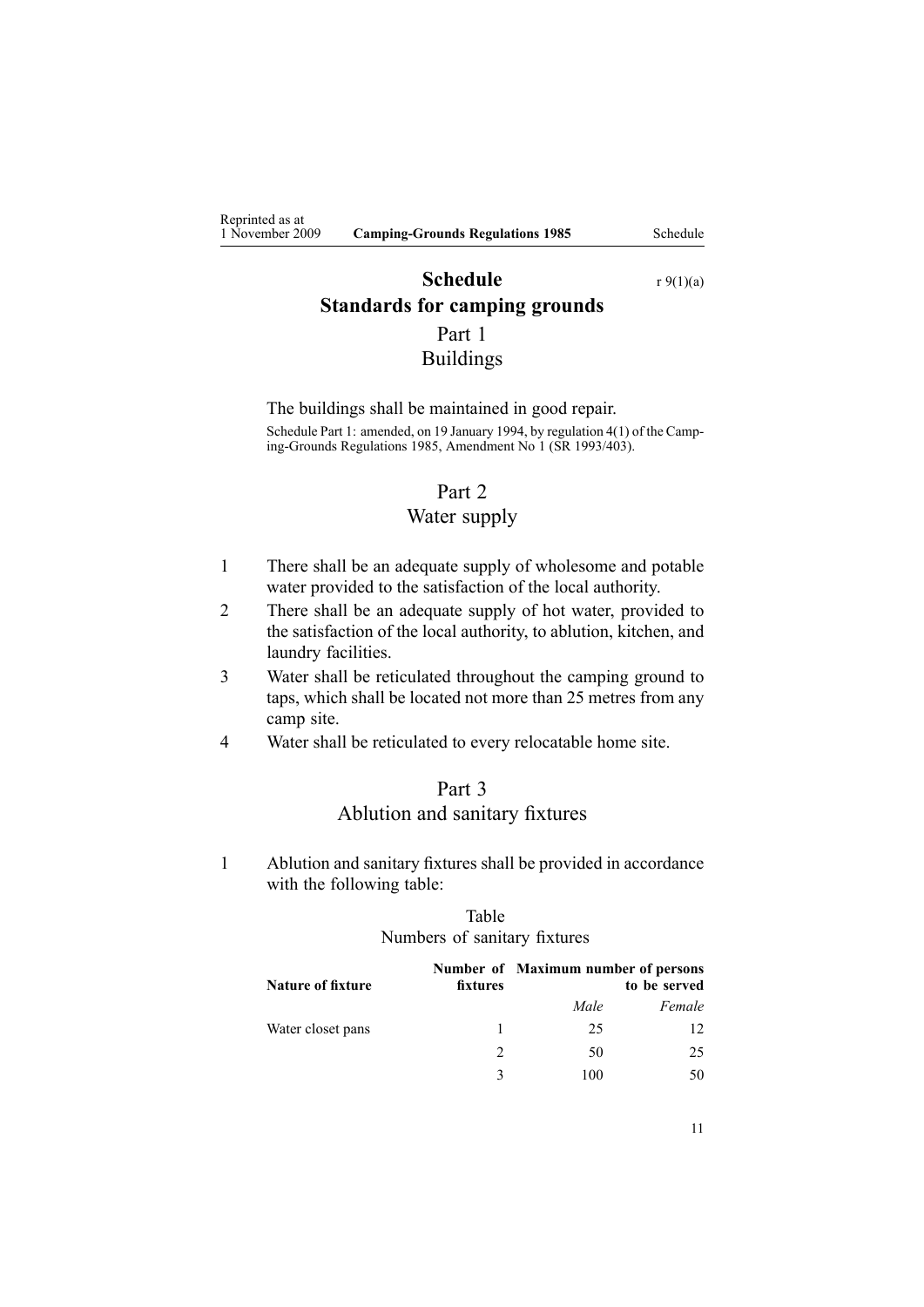# Schedule

r 9(1)(a)

## Standards for camping grounds

### Part 1
### Buildings

The buildings shall be maintained in good repair.

Schedule Part 1: amended, on 19 January 1994, by regulation 4(1) of the Camping-Grounds Regulations 1985, Amendment No 1 (SR 1993/403).

### Part 2
### Water supply

1. There shall be an adequate supply of wholesome and potable water provided to the satisfaction of the local authority.
2. There shall be an adequate supply of hot water, provided to the satisfaction of the local authority, to ablution, kitchen, and laundry facilities.
3. Water shall be reticulated throughout the camping ground to taps, which shall be located not more than 25 metres from any camp site.
4. Water shall be reticulated to every relocatable home site.

### Part 3
### Ablution and sanitary fixtures

1. Ablution and sanitary fixtures shall be provided in accordance with the following table:

Table
Numbers of sanitary fixtures

| Nature of fixture | Number of fixtures | Maximum number of persons to be served | |
|---|---|---|---|
| | | *Male* | *Female* |
| Water closet pans | 1 | 25 | 12 |
| | 2 | 50 | 25 |
| | 3 | 100 | 50 |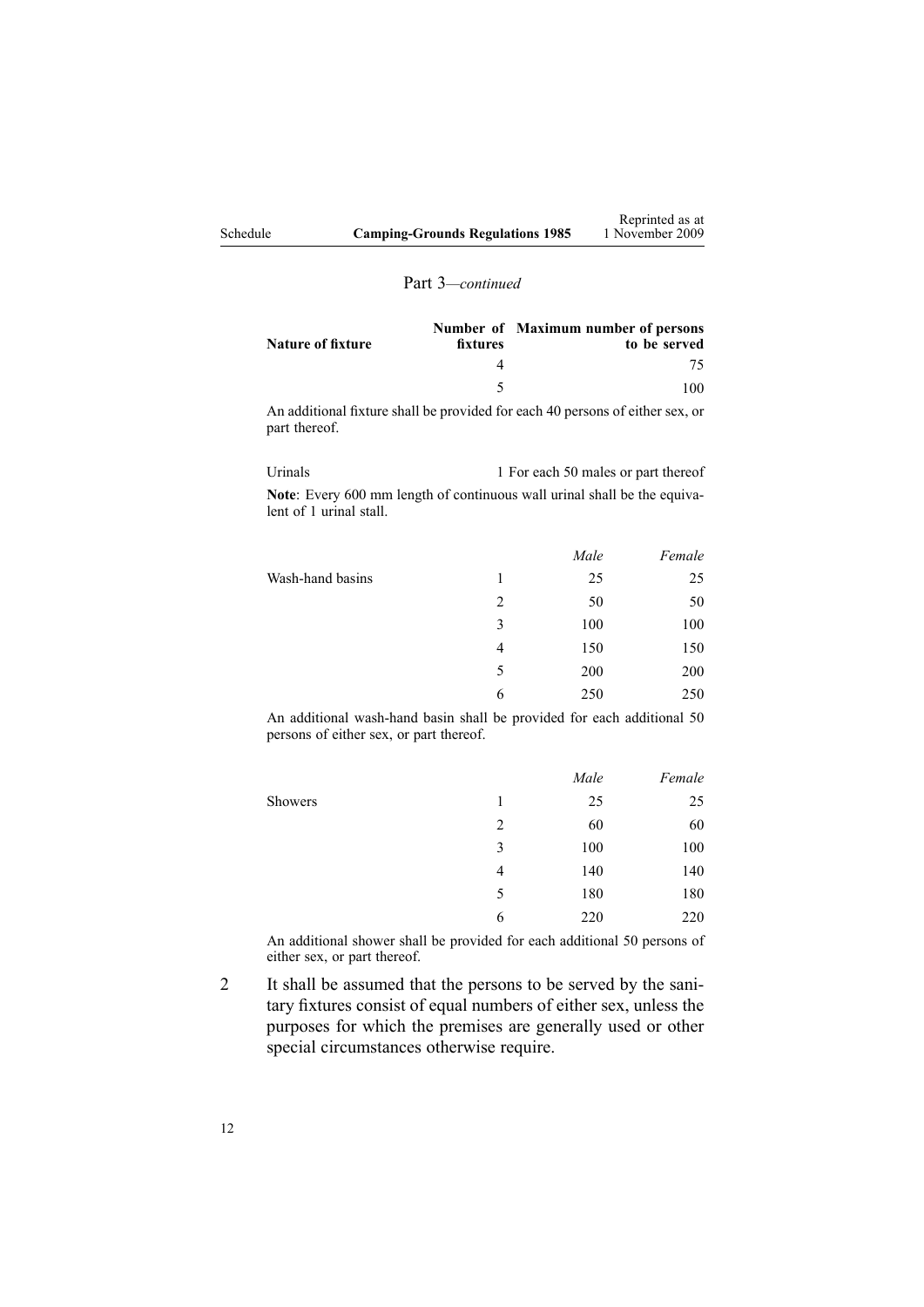Part 3—*continued*

| Nature of fixture | Number of fixtures | Maximum number of persons to be served |
|---|---|---|
| | 4 | 75 |
| | 5 | 100 |

An additional fixture shall be provided for each 40 persons of either sex, or part thereof.

| | | |
|---|---|---|
| Urinals | 1 | For each 50 males or part thereof |

**Note**: Every 600 mm length of continuous wall urinal shall be the equivalent of 1 urinal stall.

| | | *Male* | *Female* |
|---|---|---|---|
| Wash-hand basins | 1 | 25 | 25 |
| | 2 | 50 | 50 |
| | 3 | 100 | 100 |
| | 4 | 150 | 150 |
| | 5 | 200 | 200 |
| | 6 | 250 | 250 |

An additional wash-hand basin shall be provided for each additional 50 persons of either sex, or part thereof.

| | | *Male* | *Female* |
|---|---|---|---|
| Showers | 1 | 25 | 25 |
| | 2 | 60 | 60 |
| | 3 | 100 | 100 |
| | 4 | 140 | 140 |
| | 5 | 180 | 180 |
| | 6 | 220 | 220 |

An additional shower shall be provided for each additional 50 persons of either sex, or part thereof.

2 It shall be assumed that the persons to be served by the sanitary fixtures consist of equal numbers of either sex, unless the purposes for which the premises are generally used or other special circumstances otherwise require.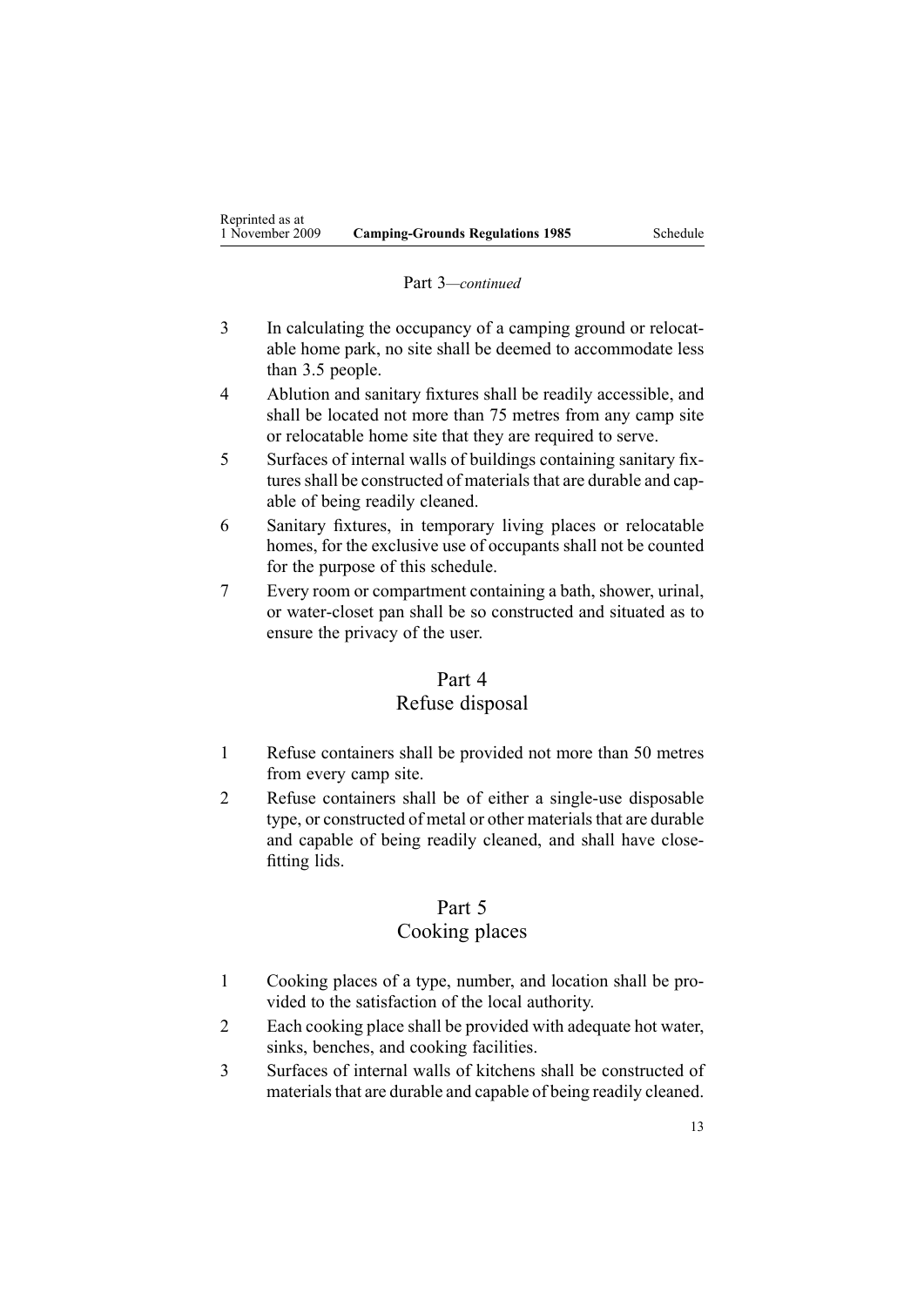Part 3—*continued*

3 In calculating the occupancy of a camping ground or relocatable home park, no site shall be deemed to accommodate less than 3.5 people.

4 Ablution and sanitary fixtures shall be readily accessible, and shall be located not more than 75 metres from any camp site or relocatable home site that they are required to serve.

5 Surfaces of internal walls of buildings containing sanitary fixtures shall be constructed of materials that are durable and capable of being readily cleaned.

6 Sanitary fixtures, in temporary living places or relocatable homes, for the exclusive use of occupants shall not be counted for the purpose of this schedule.

7 Every room or compartment containing a bath, shower, urinal, or water-closet pan shall be so constructed and situated as to ensure the privacy of the user.

## Part 4
## Refuse disposal

1 Refuse containers shall be provided not more than 50 metres from every camp site.

2 Refuse containers shall be of either a single-use disposable type, or constructed of metal or other materials that are durable and capable of being readily cleaned, and shall have close-fitting lids.

## Part 5
## Cooking places

1 Cooking places of a type, number, and location shall be provided to the satisfaction of the local authority.

2 Each cooking place shall be provided with adequate hot water, sinks, benches, and cooking facilities.

3 Surfaces of internal walls of kitchens shall be constructed of materials that are durable and capable of being readily cleaned.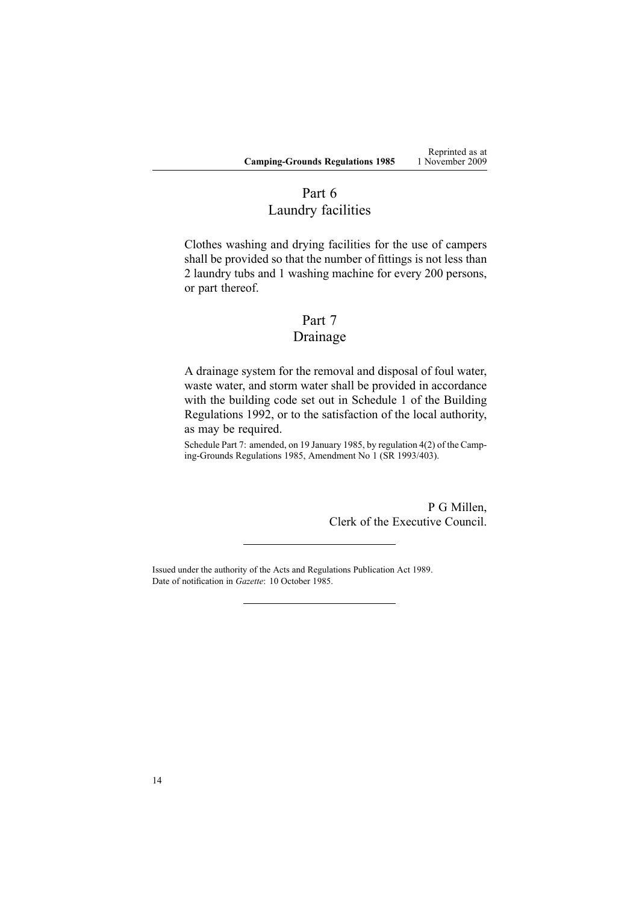## Part 6
## Laundry facilities

Clothes washing and drying facilities for the use of campers shall be provided so that the number of fittings is not less than 2 laundry tubs and 1 washing machine for every 200 persons, or part thereof.

## Part 7
## Drainage

A drainage system for the removal and disposal of foul water, waste water, and storm water shall be provided in accordance with the building code set out in Schedule 1 of the Building Regulations 1992, or to the satisfaction of the local authority, as may be required.

Schedule Part 7: amended, on 19 January 1985, by regulation 4(2) of the Camping-Grounds Regulations 1985, Amendment No 1 (SR 1993/403).

P G Millen,
Clerk of the Executive Council.

---

Issued under the authority of the Acts and Regulations Publication Act 1989.
Date of notification in *Gazette*: 10 October 1985.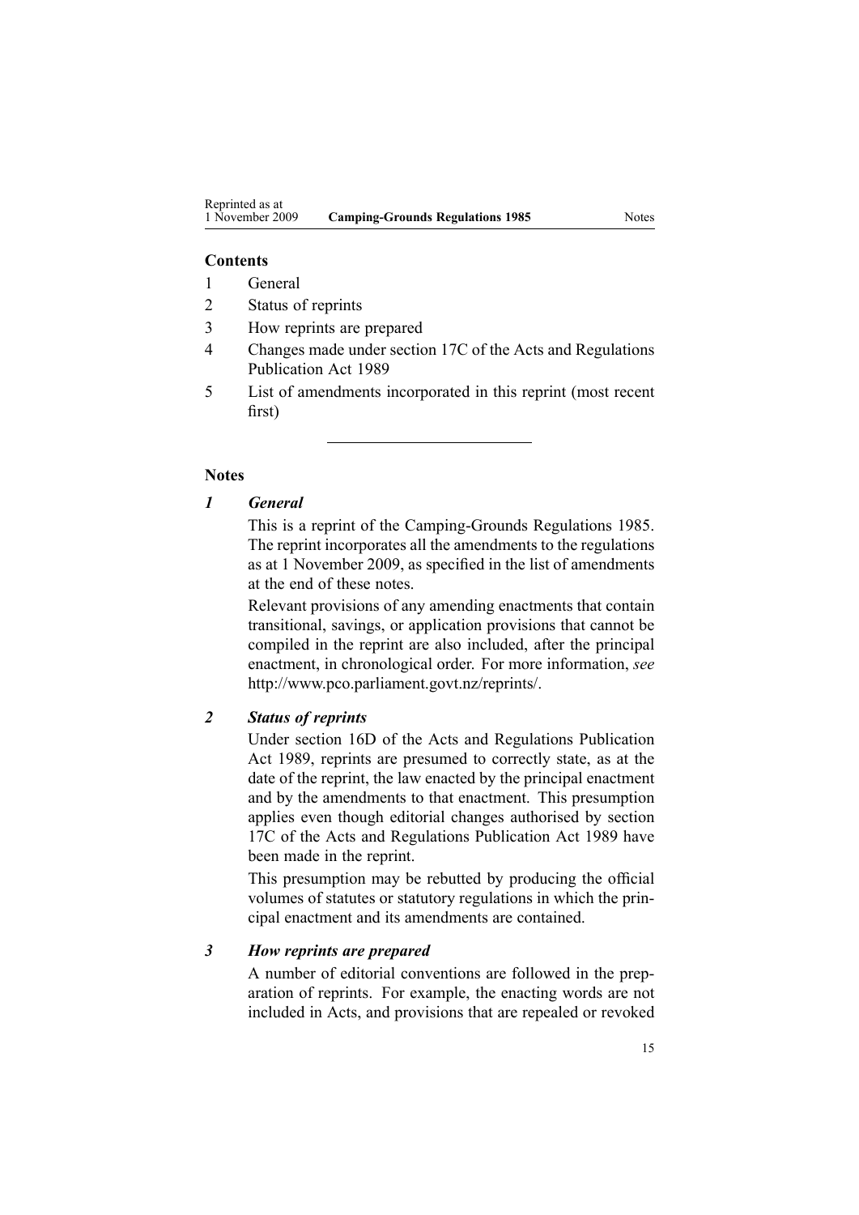**Contents**

1 General
2 Status of reprints
3 How reprints are prepared
4 Changes made under section 17C of the Acts and Regulations Publication Act 1989
5 List of amendments incorporated in this reprint (most recent first)

---

## Notes

### *1 General*

This is a reprint of the Camping-Grounds Regulations 1985. The reprint incorporates all the amendments to the regulations as at 1 November 2009, as specified in the list of amendments at the end of these notes.

Relevant provisions of any amending enactments that contain transitional, savings, or application provisions that cannot be compiled in the reprint are also included, after the principal enactment, in chronological order. For more information, *see* http://www.pco.parliament.govt.nz/reprints/.

### *2 Status of reprints*

Under section 16D of the Acts and Regulations Publication Act 1989, reprints are presumed to correctly state, as at the date of the reprint, the law enacted by the principal enactment and by the amendments to that enactment. This presumption applies even though editorial changes authorised by section 17C of the Acts and Regulations Publication Act 1989 have been made in the reprint.

This presumption may be rebutted by producing the official volumes of statutes or statutory regulations in which the principal enactment and its amendments are contained.

### *3 How reprints are prepared*

A number of editorial conventions are followed in the preparation of reprints. For example, the enacting words are not included in Acts, and provisions that are repealed or revoked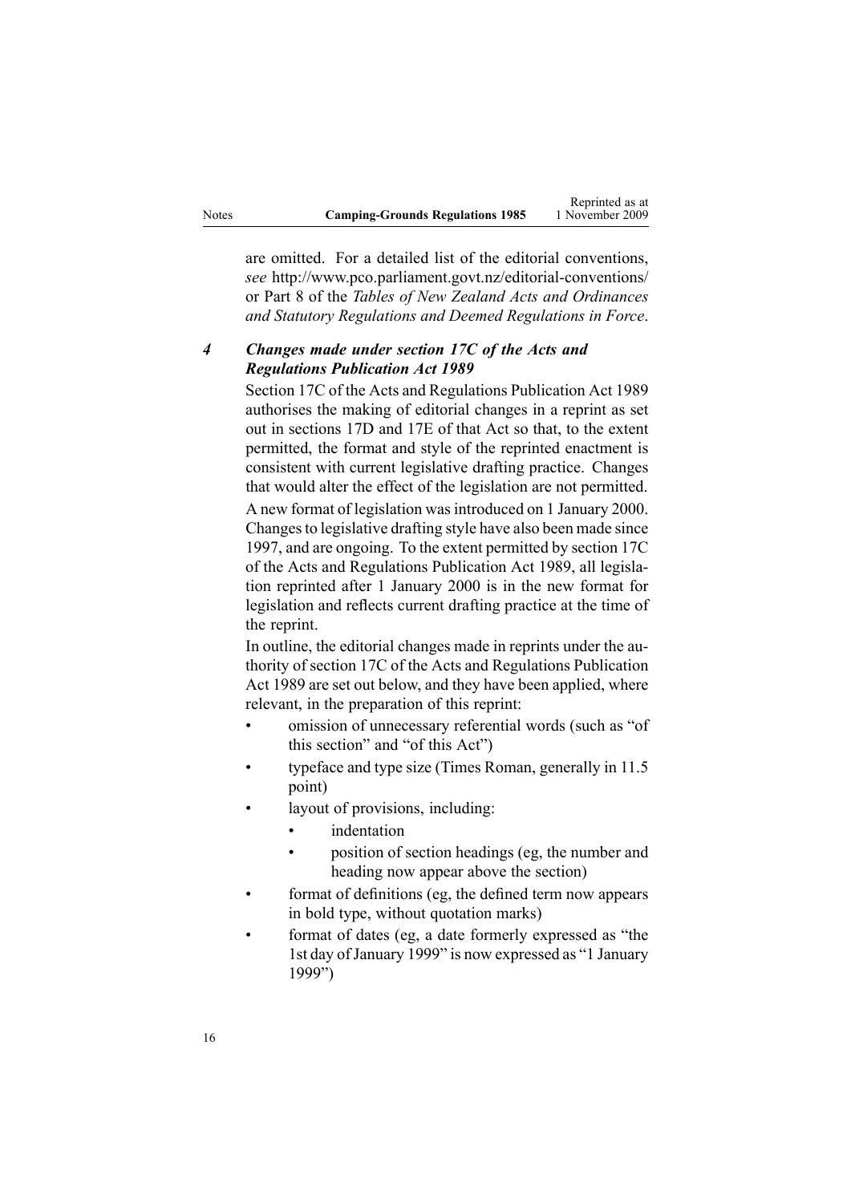are omitted. For a detailed list of the editorial conventions, *see* http://www.pco.parliament.govt.nz/editorial-conventions/ or Part 8 of the *Tables of New Zealand Acts and Ordinances and Statutory Regulations and Deemed Regulations in Force*.

### *4 Changes made under section 17C of the Acts and Regulations Publication Act 1989*

Section 17C of the Acts and Regulations Publication Act 1989 authorises the making of editorial changes in a reprint as set out in sections 17D and 17E of that Act so that, to the extent permitted, the format and style of the reprinted enactment is consistent with current legislative drafting practice. Changes that would alter the effect of the legislation are not permitted.

A new format of legislation was introduced on 1 January 2000. Changes to legislative drafting style have also been made since 1997, and are ongoing. To the extent permitted by section 17C of the Acts and Regulations Publication Act 1989, all legislation reprinted after 1 January 2000 is in the new format for legislation and reflects current drafting practice at the time of the reprint.

In outline, the editorial changes made in reprints under the authority of section 17C of the Acts and Regulations Publication Act 1989 are set out below, and they have been applied, where relevant, in the preparation of this reprint:

- omission of unnecessary referential words (such as "of this section" and "of this Act")
- typeface and type size (Times Roman, generally in 11.5 point)
- layout of provisions, including:
  - indentation
  - position of section headings (eg, the number and heading now appear above the section)
- format of definitions (eg, the defined term now appears in bold type, without quotation marks)
- format of dates (eg, a date formerly expressed as "the 1st day of January 1999" is now expressed as "1 January 1999")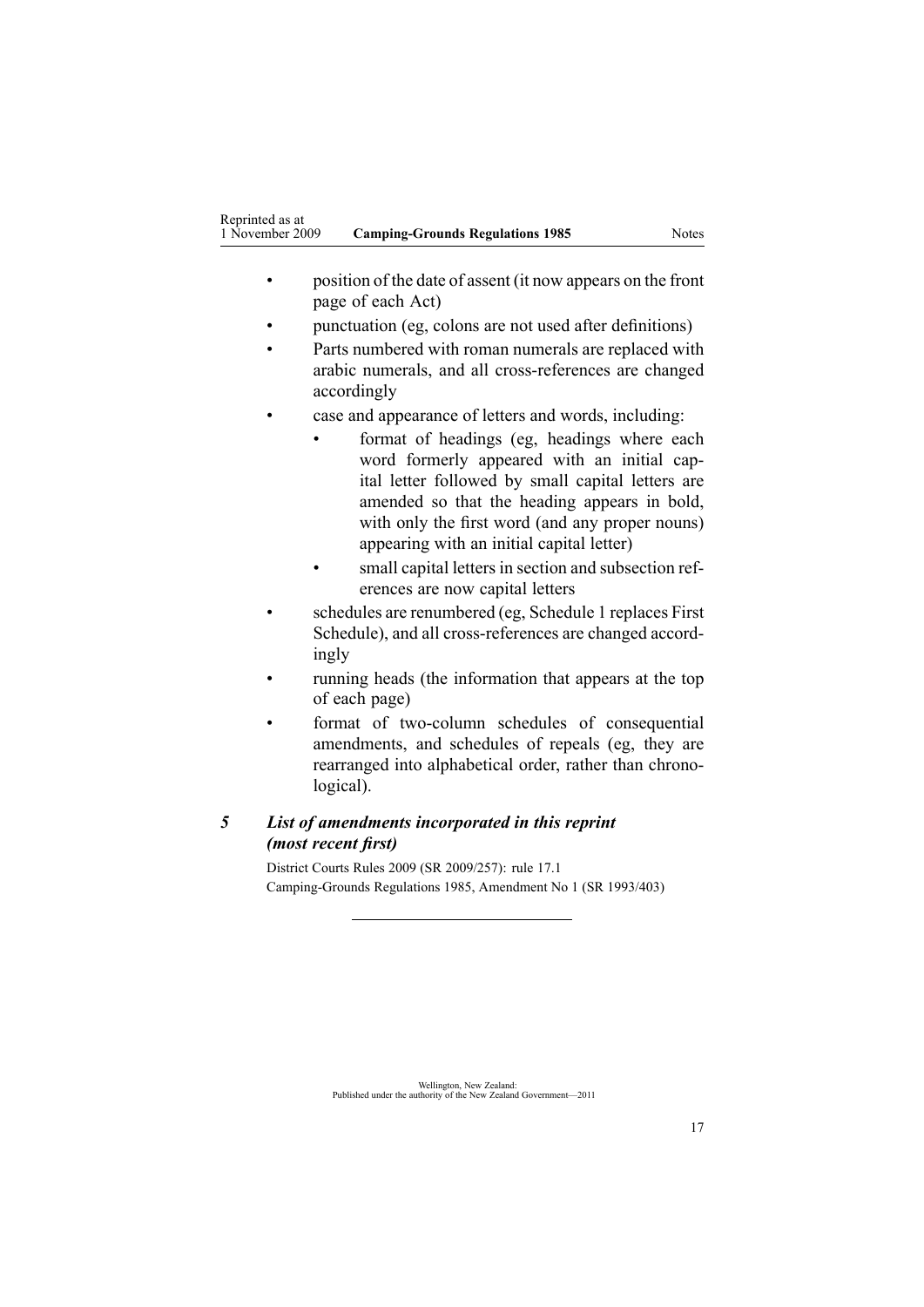- position of the date of assent (it now appears on the front page of each Act)
- punctuation (eg, colons are not used after definitions)
- Parts numbered with roman numerals are replaced with arabic numerals, and all cross-references are changed accordingly
- case and appearance of letters and words, including:
    - format of headings (eg, headings where each word formerly appeared with an initial capital letter followed by small capital letters are amended so that the heading appears in bold, with only the first word (and any proper nouns) appearing with an initial capital letter)
    - small capital letters in section and subsection references are now capital letters
- schedules are renumbered (eg, Schedule 1 replaces First Schedule), and all cross-references are changed accordingly
- running heads (the information that appears at the top of each page)
- format of two-column schedules of consequential amendments, and schedules of repeals (eg, they are rearranged into alphabetical order, rather than chronological).

### *5 List of amendments incorporated in this reprint (most recent first)*

District Courts Rules 2009 (SR 2009/257): rule 17.1

Camping-Grounds Regulations 1985, Amendment No 1 (SR 1993/403)

---

Wellington, New Zealand:
Published under the authority of the New Zealand Government—2011